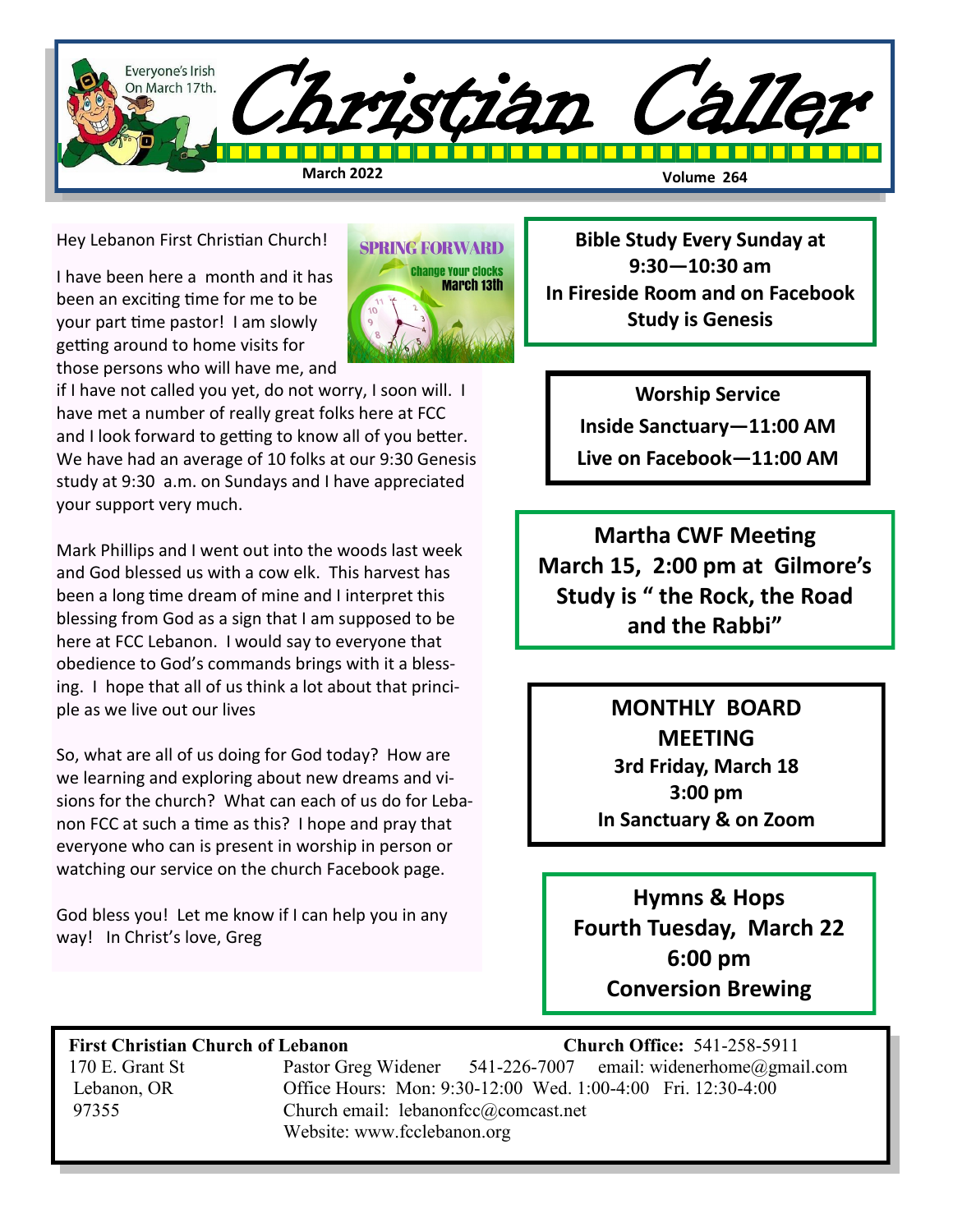Everyone's Irish On March 17th.

# Christian Caller

**March 2022** **Volume 264**

Hey Lebanon First Christian Church!

SPRING FORWARD
Change Your clocks
March 13th

I have been here a month and it has been an exciting time for me to be your part time pastor! I am slowly getting around to home visits for those persons who will have me, and if I have not called you yet, do not worry, I soon will. I have met a number of really great folks here at FCC and I look forward to getting to know all of you better. We have had an average of 10 folks at our 9:30 Genesis study at 9:30 a.m. on Sundays and I have appreciated your support very much.

Mark Phillips and I went out into the woods last week and God blessed us with a cow elk. This harvest has been a long time dream of mine and I interpret this blessing from God as a sign that I am supposed to be here at FCC Lebanon. I would say to everyone that obedience to God's commands brings with it a blessing. I hope that all of us think a lot about that principle as we live out our lives

So, what are all of us doing for God today? How are we learning and exploring about new dreams and visions for the church? What can each of us do for Lebanon FCC at such a time as this? I hope and pray that everyone who can is present in worship in person or watching our service on the church Facebook page.

God bless you! Let me know if I can help you in any way! In Christ's love, Greg

**Bible Study Every Sunday at 9:30—10:30 am**
**In Fireside Room and on Facebook**
**Study is Genesis**

**Worship Service**
**Inside Sanctuary—11:00 AM**
**Live on Facebook—11:00 AM**

**Martha CWF Meeting**
**March 15, 2:00 pm at Gilmore's**
**Study is " the Rock, the Road and the Rabbi"**

**MONTHLY BOARD MEETING**
**3rd Friday, March 18**
**3:00 pm**
**In Sanctuary & on Zoom**

**Hymns & Hops**
**Fourth Tuesday, March 22**
**6:00 pm**
**Conversion Brewing**

**First Christian Church of Lebanon**
170 E. Grant St
Lebanon, OR
97355

**Church Office:** 541-258-5911
Pastor Greg Widener 541-226-7007 email: widenerhome@gmail.com
Office Hours: Mon: 9:30-12:00 Wed. 1:00-4:00 Fri. 12:30-4:00
Church email: lebanonfcc@comcast.net
Website: www.fcclebanon.org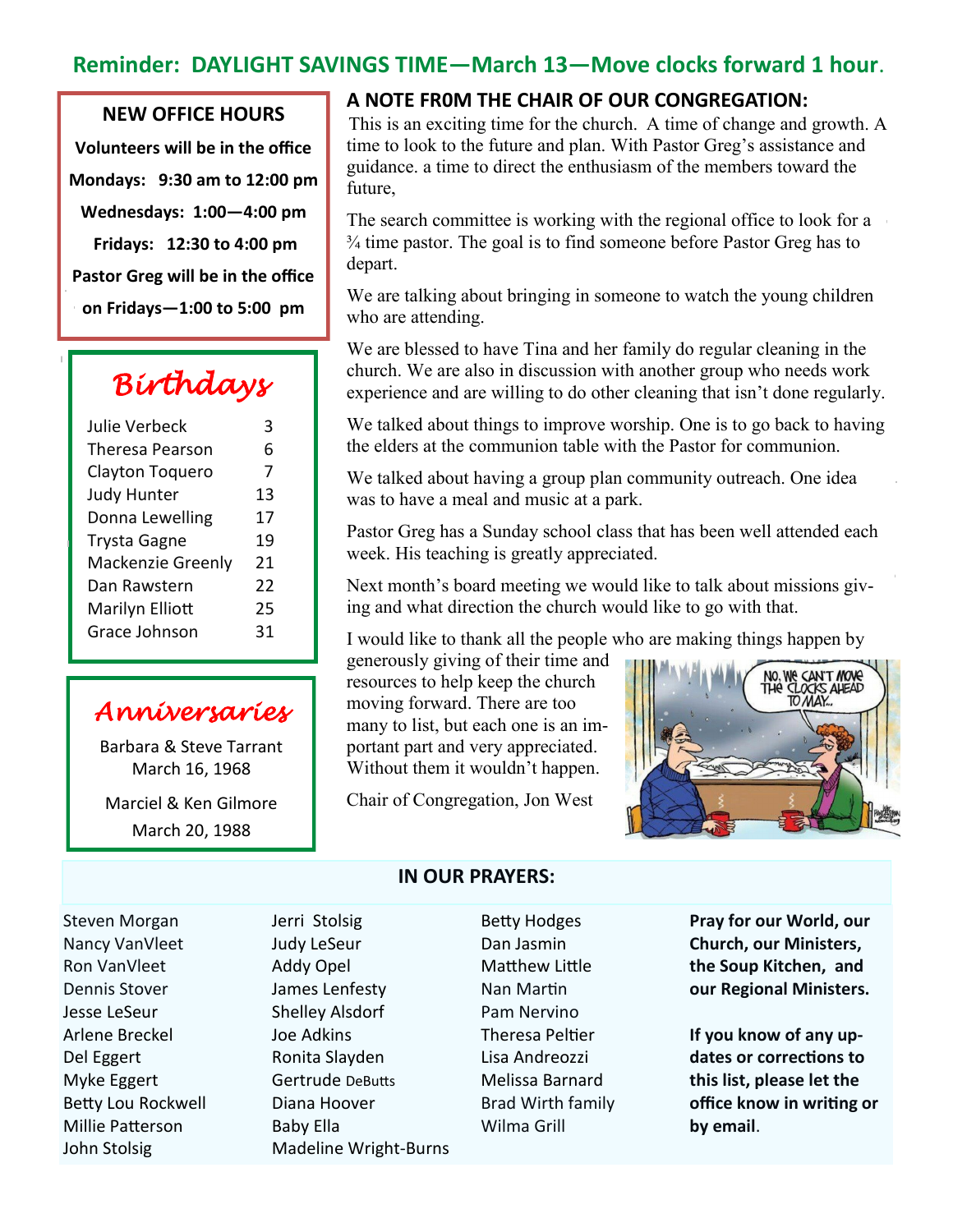**Reminder: DAYLIGHT SAVINGS TIME—March 13—Move clocks forward 1 hour.**

## NEW OFFICE HOURS

**Volunteers will be in the office**

**Mondays: 9:30 am to 12:00 pm**

**Wednesdays: 1:00—4:00 pm**

**Fridays: 12:30 to 4:00 pm**

**Pastor Greg will be in the office on Fridays—1:00 to 5:00 pm**

## *Birthdays*

| | |
|---|---|
| Julie Verbeck | 3 |
| Theresa Pearson | 6 |
| Clayton Toquero | 7 |
| Judy Hunter | 13 |
| Donna Lewelling | 17 |
| Trysta Gagne | 19 |
| Mackenzie Greenly | 21 |
| Dan Rawstern | 22 |
| Marilyn Elliott | 25 |
| Grace Johnson | 31 |

## *Anniversaries*

Barbara & Steve Tarrant
March 16, 1968

Marciel & Ken Gilmore
March 20, 1988

## A NOTE FR0M THE CHAIR OF OUR CONGREGATION:

This is an exciting time for the church. A time of change and growth. A time to look to the future and plan. With Pastor Greg's assistance and guidance. a time to direct the enthusiasm of the members toward the future,

The search committee is working with the regional office to look for a ¾ time pastor. The goal is to find someone before Pastor Greg has to depart.

We are talking about bringing in someone to watch the young children who are attending.

We are blessed to have Tina and her family do regular cleaning in the church. We are also in discussion with another group who needs work experience and are willing to do other cleaning that isn't done regularly.

We talked about things to improve worship. One is to go back to having the elders at the communion table with the Pastor for communion.

We talked about having a group plan community outreach. One idea was to have a meal and music at a park.

Pastor Greg has a Sunday school class that has been well attended each week. His teaching is greatly appreciated.

Next month's board meeting we would like to talk about missions giving and what direction the church would like to go with that.

I would like to thank all the people who are making things happen by generously giving of their time and resources to help keep the church moving forward. There are too many to list, but each one is an important part and very appreciated. Without them it wouldn't happen.

Chair of Congregation, Jon West

## IN OUR PRAYERS:

Steven Morgan
Nancy VanVleet
Ron VanVleet
Dennis Stover
Jesse LeSeur
Arlene Breckel
Del Eggert
Myke Eggert
Betty Lou Rockwell
Millie Patterson
John Stolsig
Jerri Stolsig
Judy LeSeur
Addy Opel
James Lenfesty
Shelley Alsdorf
Joe Adkins
Ronita Slayden
Gertrude DeButts
Diana Hoover
Baby Ella
Madeline Wright-Burns
Betty Hodges
Dan Jasmin
Matthew Little
Nan Martin
Pam Nervino
Theresa Peltier
Lisa Andreozzi
Melissa Barnard
Brad Wirth family
Wilma Grill

**Pray for our World, our Church, our Ministers, the Soup Kitchen, and our Regional Ministers.**

**If you know of any updates or corrections to this list, please let the office know in writing or by email.**